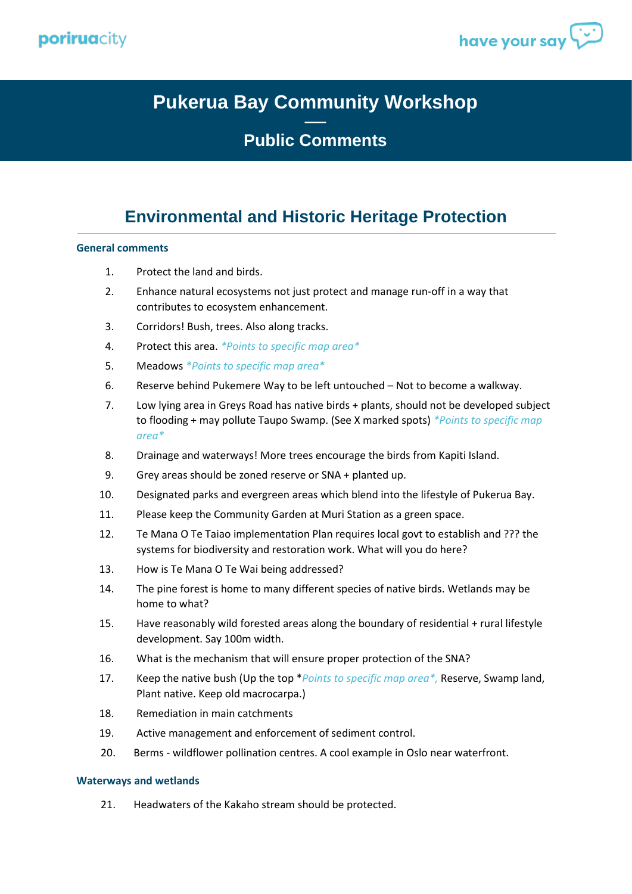# Pukerua Bay Community Workshop

## Public Comments

## Environmental and Historic Heritage Protection

### General comments

1. Protect the land and birds.
2. Enhance natural ecosystems not just protect and manage run-off in a way that contributes to ecosystem enhancement.
3. Corridors! Bush, trees. Also along tracks.
4. Protect this area. *\*Points to specific map area\**
5. Meadows *\*Points to specific map area\**
6. Reserve behind Pukemere Way to be left untouched – Not to become a walkway.
7. Low lying area in Greys Road has native birds + plants, should not be developed subject to flooding + may pollute Taupo Swamp. (See X marked spots) *\*Points to specific map area\**
8. Drainage and waterways! More trees encourage the birds from Kapiti Island.
9. Grey areas should be zoned reserve or SNA + planted up.
10. Designated parks and evergreen areas which blend into the lifestyle of Pukerua Bay.
11. Please keep the Community Garden at Muri Station as a green space.
12. Te Mana O Te Taiao implementation Plan requires local govt to establish and ??? the systems for biodiversity and restoration work. What will you do here?
13. How is Te Mana O Te Wai being addressed?
14. The pine forest is home to many different species of native birds. Wetlands may be home to what?
15. Have reasonably wild forested areas along the boundary of residential + rural lifestyle development. Say 100m width.
16. What is the mechanism that will ensure proper protection of the SNA?
17. Keep the native bush (Up the top \**Points to specific map area\*,* Reserve, Swamp land, Plant native. Keep old macrocarpa.)
18. Remediation in main catchments
19. Active management and enforcement of sediment control.
20. Berms - wildflower pollination centres. A cool example in Oslo near waterfront.

### Waterways and wetlands

21. Headwaters of the Kakaho stream should be protected.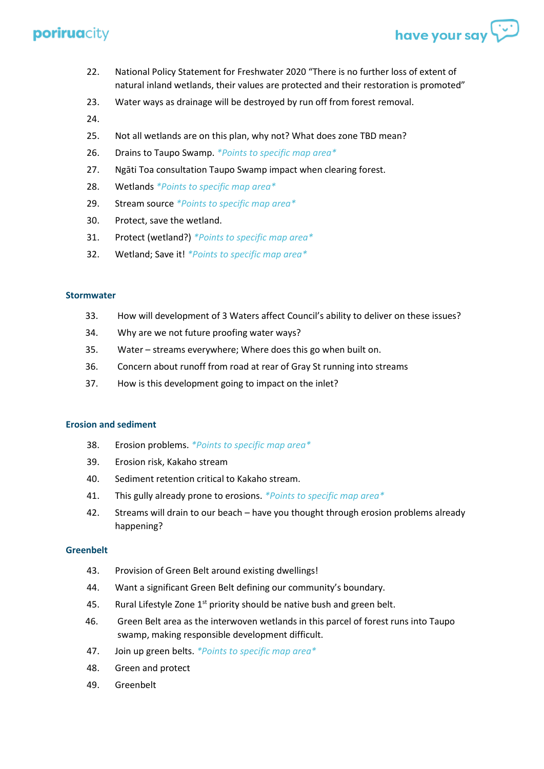22. National Policy Statement for Freshwater 2020 “There is no further loss of extent of natural inland wetlands, their values are protected and their restoration is promoted”
23. Water ways as drainage will be destroyed by run off from forest removal.
24. 
25. Not all wetlands are on this plan, why not? What does zone TBD mean?
26. Drains to Taupo Swamp. *\*Points to specific map area\**
27. Ngāti Toa consultation Taupo Swamp impact when clearing forest.
28. Wetlands *\*Points to specific map area\**
29. Stream source *\*Points to specific map area\**
30. Protect, save the wetland.
31. Protect (wetland?) *\*Points to specific map area\**
32. Wetland; Save it! *\*Points to specific map area\**

### Stormwater

33. How will development of 3 Waters affect Council’s ability to deliver on these issues?
34. Why are we not future proofing water ways?
35. Water – streams everywhere; Where does this go when built on.
36. Concern about runoff from road at rear of Gray St running into streams
37. How is this development going to impact on the inlet?

### Erosion and sediment

38. Erosion problems. *\*Points to specific map area\**
39. Erosion risk, Kakaho stream
40. Sediment retention critical to Kakaho stream.
41. This gully already prone to erosions. *\*Points to specific map area\**
42. Streams will drain to our beach – have you thought through erosion problems already happening?

### Greenbelt

43. Provision of Green Belt around existing dwellings!
44. Want a significant Green Belt defining our community’s boundary.
45. Rural Lifestyle Zone 1st priority should be native bush and green belt.
46. Green Belt area as the interwoven wetlands in this parcel of forest runs into Taupo swamp, making responsible development difficult.
47. Join up green belts. *\*Points to specific map area\**
48. Green and protect
49. Greenbelt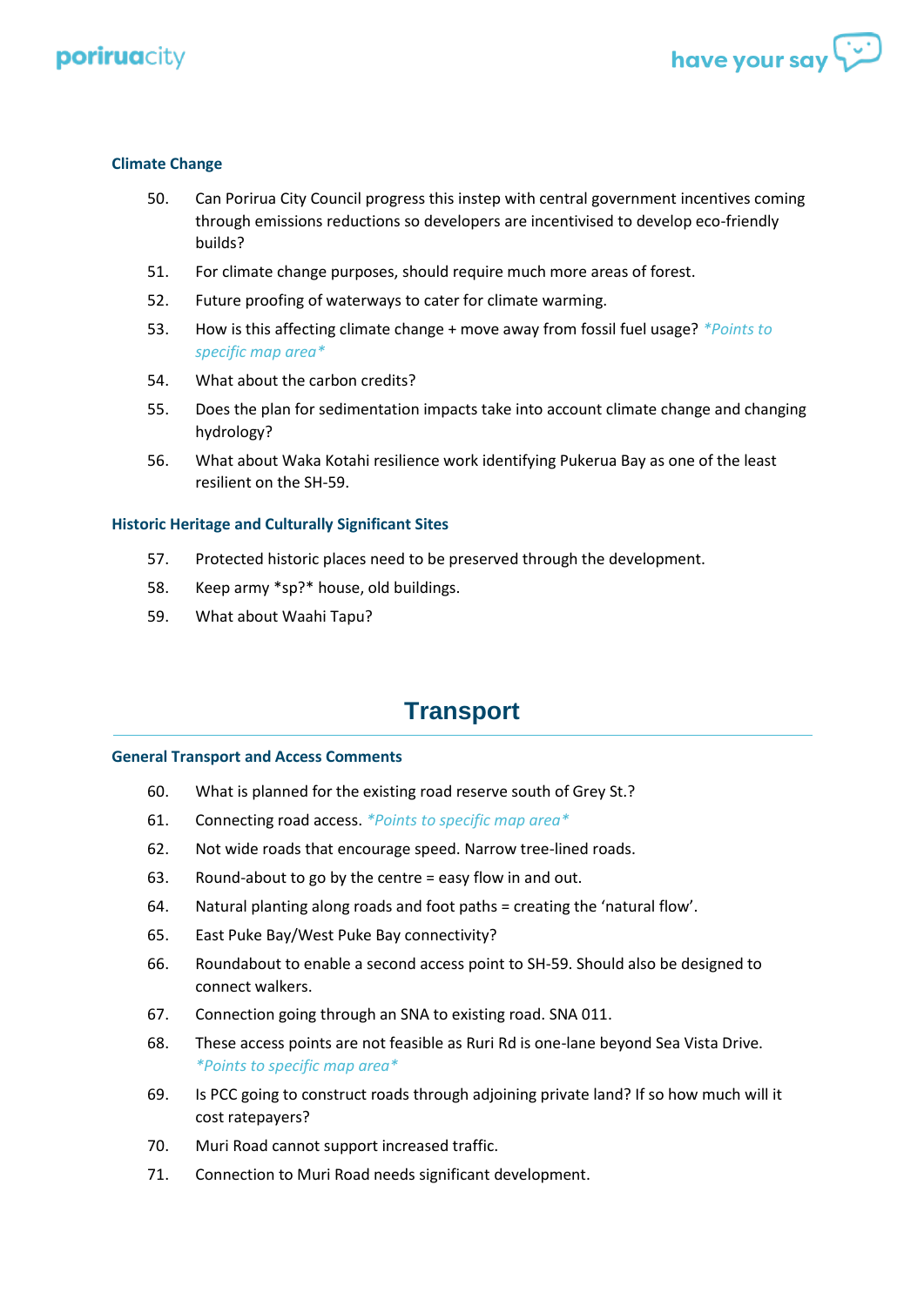### Climate Change

50. Can Porirua City Council progress this instep with central government incentives coming through emissions reductions so developers are incentivised to develop eco-friendly builds?
51. For climate change purposes, should require much more areas of forest.
52. Future proofing of waterways to cater for climate warming.
53. How is this affecting climate change + move away from fossil fuel usage? *\*Points to specific map area\**
54. What about the carbon credits?
55. Does the plan for sedimentation impacts take into account climate change and changing hydrology?
56. What about Waka Kotahi resilience work identifying Pukerua Bay as one of the least resilient on the SH-59.

### Historic Heritage and Culturally Significant Sites

57. Protected historic places need to be preserved through the development.
58. Keep army *sp?* house, old buildings.
59. What about Waahi Tapu?

## Transport

### General Transport and Access Comments

60. What is planned for the existing road reserve south of Grey St.?
61. Connecting road access. *\*Points to specific map area\**
62. Not wide roads that encourage speed. Narrow tree-lined roads.
63. Round-about to go by the centre = easy flow in and out.
64. Natural planting along roads and foot paths = creating the 'natural flow'.
65. East Puke Bay/West Puke Bay connectivity?
66. Roundabout to enable a second access point to SH-59. Should also be designed to connect walkers.
67. Connection going through an SNA to existing road. SNA 011.
68. These access points are not feasible as Ruri Rd is one-lane beyond Sea Vista Drive. *\*Points to specific map area\**
69. Is PCC going to construct roads through adjoining private land? If so how much will it cost ratepayers?
70. Muri Road cannot support increased traffic.
71. Connection to Muri Road needs significant development.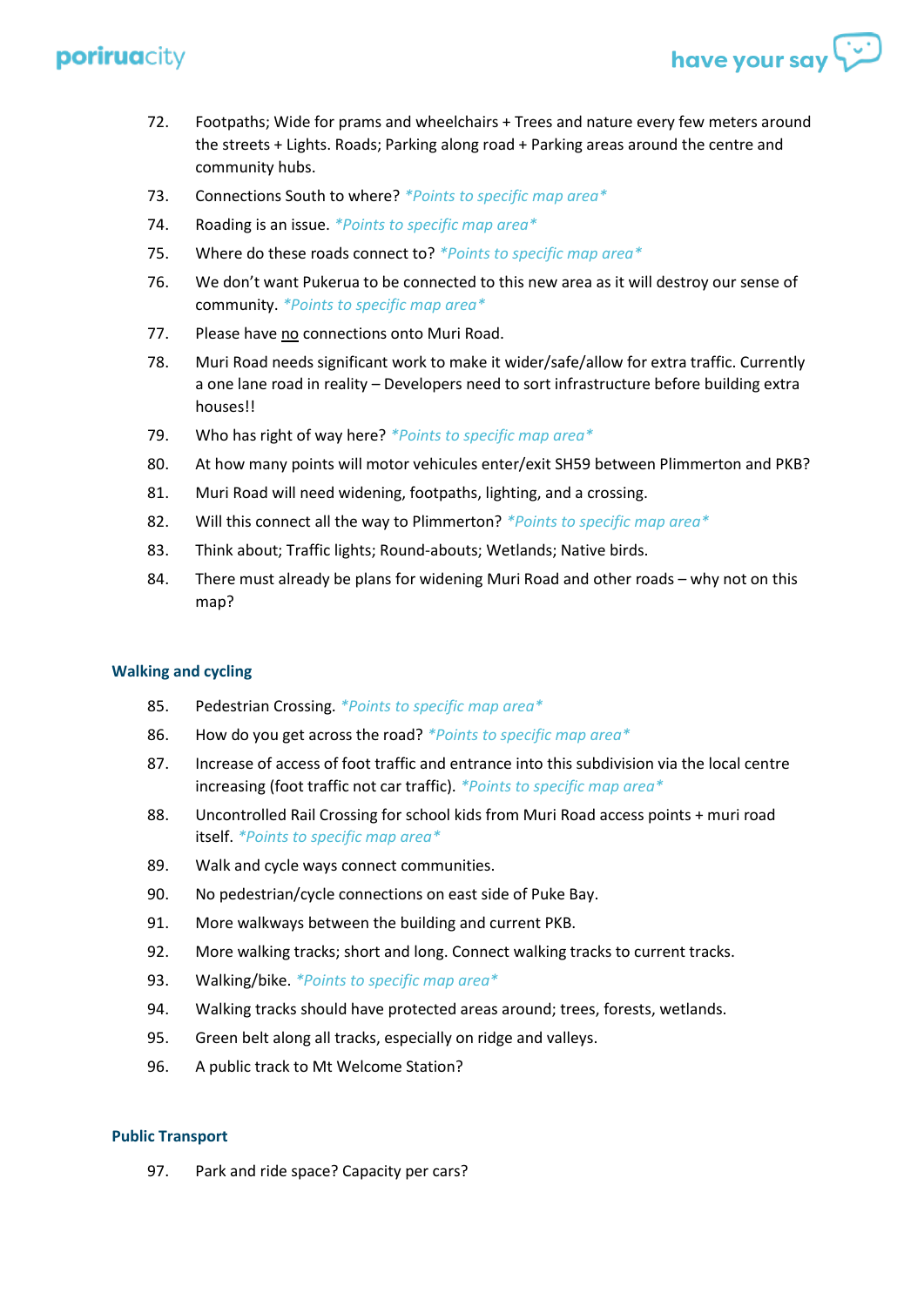72. Footpaths; Wide for prams and wheelchairs + Trees and nature every few meters around the streets + Lights. Roads; Parking along road + Parking areas around the centre and community hubs.
73. Connections South to where? *\*Points to specific map area\**
74. Roading is an issue. *\*Points to specific map area\**
75. Where do these roads connect to? *\*Points to specific map area\**
76. We don't want Pukerua to be connected to this new area as it will destroy our sense of community. *\*Points to specific map area\**
77. Please have <u>no</u> connections onto Muri Road.
78. Muri Road needs significant work to make it wider/safe/allow for extra traffic. Currently a one lane road in reality – Developers need to sort infrastructure before building extra houses!!
79. Who has right of way here? *\*Points to specific map area\**
80. At how many points will motor vehicules enter/exit SH59 between Plimmerton and PKB?
81. Muri Road will need widening, footpaths, lighting, and a crossing.
82. Will this connect all the way to Plimmerton? *\*Points to specific map area\**
83. Think about; Traffic lights; Round-abouts; Wetlands; Native birds.
84. There must already be plans for widening Muri Road and other roads – why not on this map?

### Walking and cycling

85. Pedestrian Crossing. *\*Points to specific map area\**
86. How do you get across the road? *\*Points to specific map area\**
87. Increase of access of foot traffic and entrance into this subdivision via the local centre increasing (foot traffic not car traffic). *\*Points to specific map area\**
88. Uncontrolled Rail Crossing for school kids from Muri Road access points + muri road itself. *\*Points to specific map area\**
89. Walk and cycle ways connect communities.
90. No pedestrian/cycle connections on east side of Puke Bay.
91. More walkways between the building and current PKB.
92. More walking tracks; short and long. Connect walking tracks to current tracks.
93. Walking/bike. *\*Points to specific map area\**
94. Walking tracks should have protected areas around; trees, forests, wetlands.
95. Green belt along all tracks, especially on ridge and valleys.
96. A public track to Mt Welcome Station?

### Public Transport

97. Park and ride space? Capacity per cars?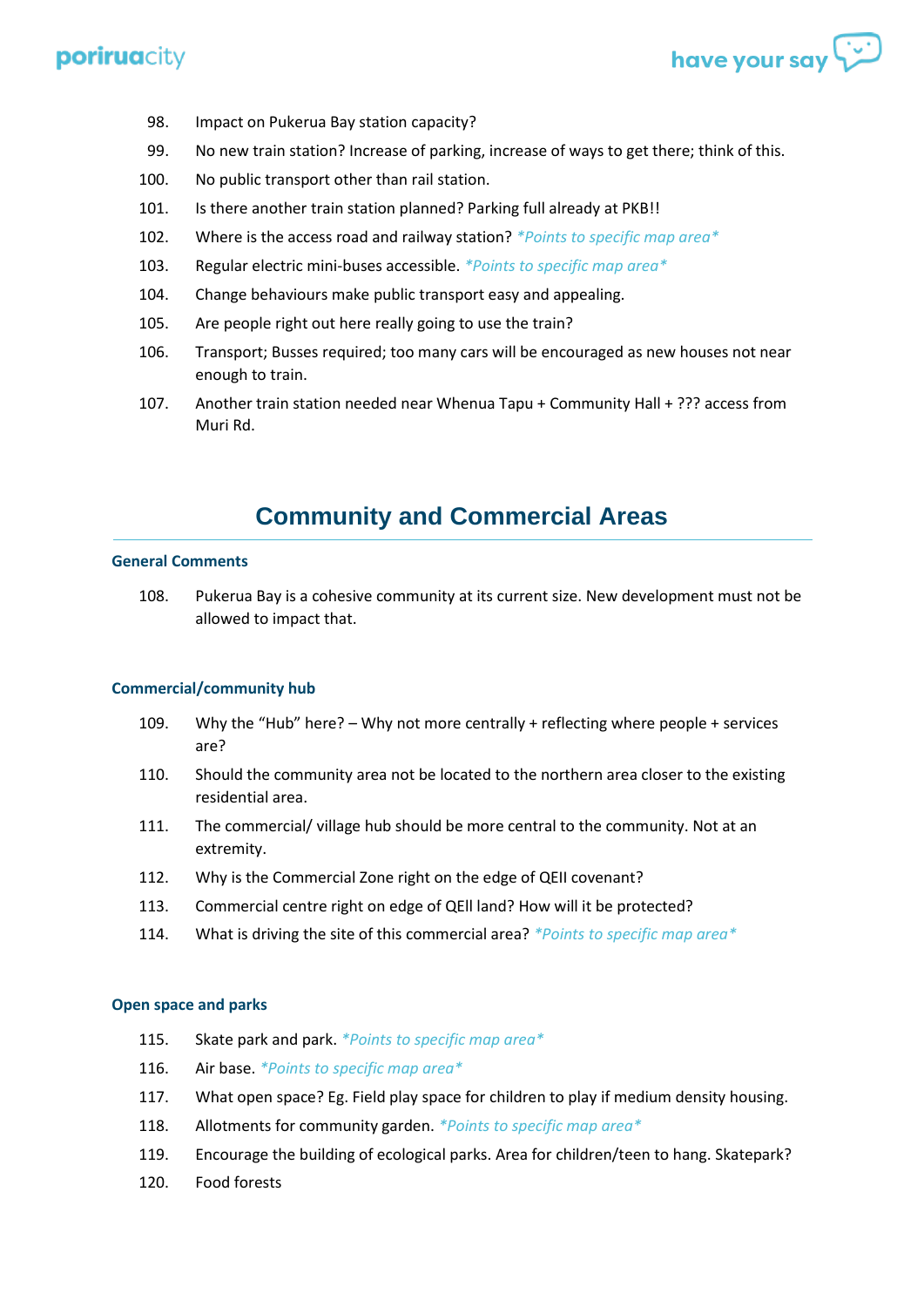98. Impact on Pukerua Bay station capacity?
99. No new train station? Increase of parking, increase of ways to get there; think of this.
100. No public transport other than rail station.
101. Is there another train station planned? Parking full already at PKB!!
102. Where is the access road and railway station? *\*Points to specific map area\**
103. Regular electric mini-buses accessible. *\*Points to specific map area\**
104. Change behaviours make public transport easy and appealing.
105. Are people right out here really going to use the train?
106. Transport; Busses required; too many cars will be encouraged as new houses not near enough to train.
107. Another train station needed near Whenua Tapu + Community Hall + ??? access from Muri Rd.

# Community and Commercial Areas

### General Comments

108. Pukerua Bay is a cohesive community at its current size. New development must not be allowed to impact that.

### Commercial/community hub

109. Why the "Hub" here? – Why not more centrally + reflecting where people + services are?
110. Should the community area not be located to the northern area closer to the existing residential area.
111. The commercial/ village hub should be more central to the community. Not at an extremity.
112. Why is the Commercial Zone right on the edge of QEII covenant?
113. Commercial centre right on edge of QEII land? How will it be protected?
114. What is driving the site of this commercial area? *\*Points to specific map area\**

### Open space and parks

115. Skate park and park. *\*Points to specific map area\**
116. Air base. *\*Points to specific map area\**
117. What open space? Eg. Field play space for children to play if medium density housing.
118. Allotments for community garden. *\*Points to specific map area\**
119. Encourage the building of ecological parks. Area for children/teen to hang. Skatepark?
120. Food forests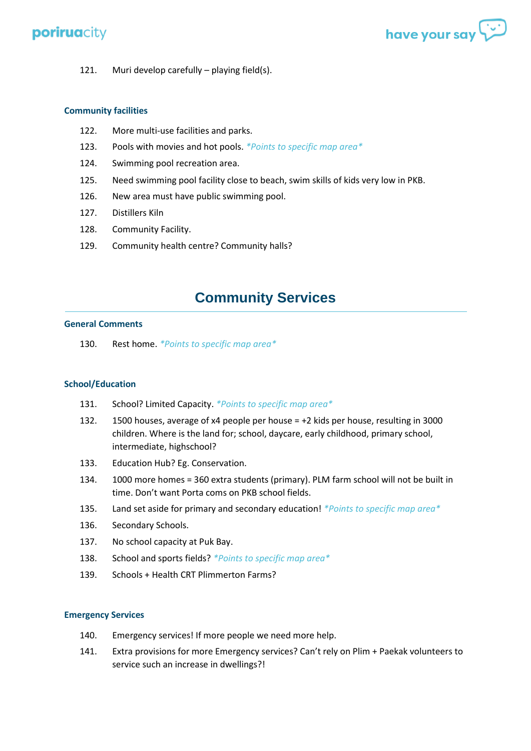121. Muri develop carefully – playing field(s).

### Community facilities

122. More multi-use facilities and parks.
123. Pools with movies and hot pools. *\*Points to specific map area\**
124. Swimming pool recreation area.
125. Need swimming pool facility close to beach, swim skills of kids very low in PKB.
126. New area must have public swimming pool.
127. Distillers Kiln
128. Community Facility.
129. Community health centre? Community halls?

## Community Services

### General Comments

130. Rest home. *\*Points to specific map area\**

### School/Education

131. School? Limited Capacity. *\*Points to specific map area\**
132. 1500 houses, average of x4 people per house = +2 kids per house, resulting in 3000 children. Where is the land for; school, daycare, early childhood, primary school, intermediate, highschool?
133. Education Hub? Eg. Conservation.
134. 1000 more homes = 360 extra students (primary). PLM farm school will not be built in time. Don't want Porta coms on PKB school fields.
135. Land set aside for primary and secondary education! *\*Points to specific map area\**
136. Secondary Schools.
137. No school capacity at Puk Bay.
138. School and sports fields? *\*Points to specific map area\**
139. Schools + Health CRT Plimmerton Farms?

### Emergency Services

140. Emergency services! If more people we need more help.
141. Extra provisions for more Emergency services? Can't rely on Plim + Paekak volunteers to service such an increase in dwellings?!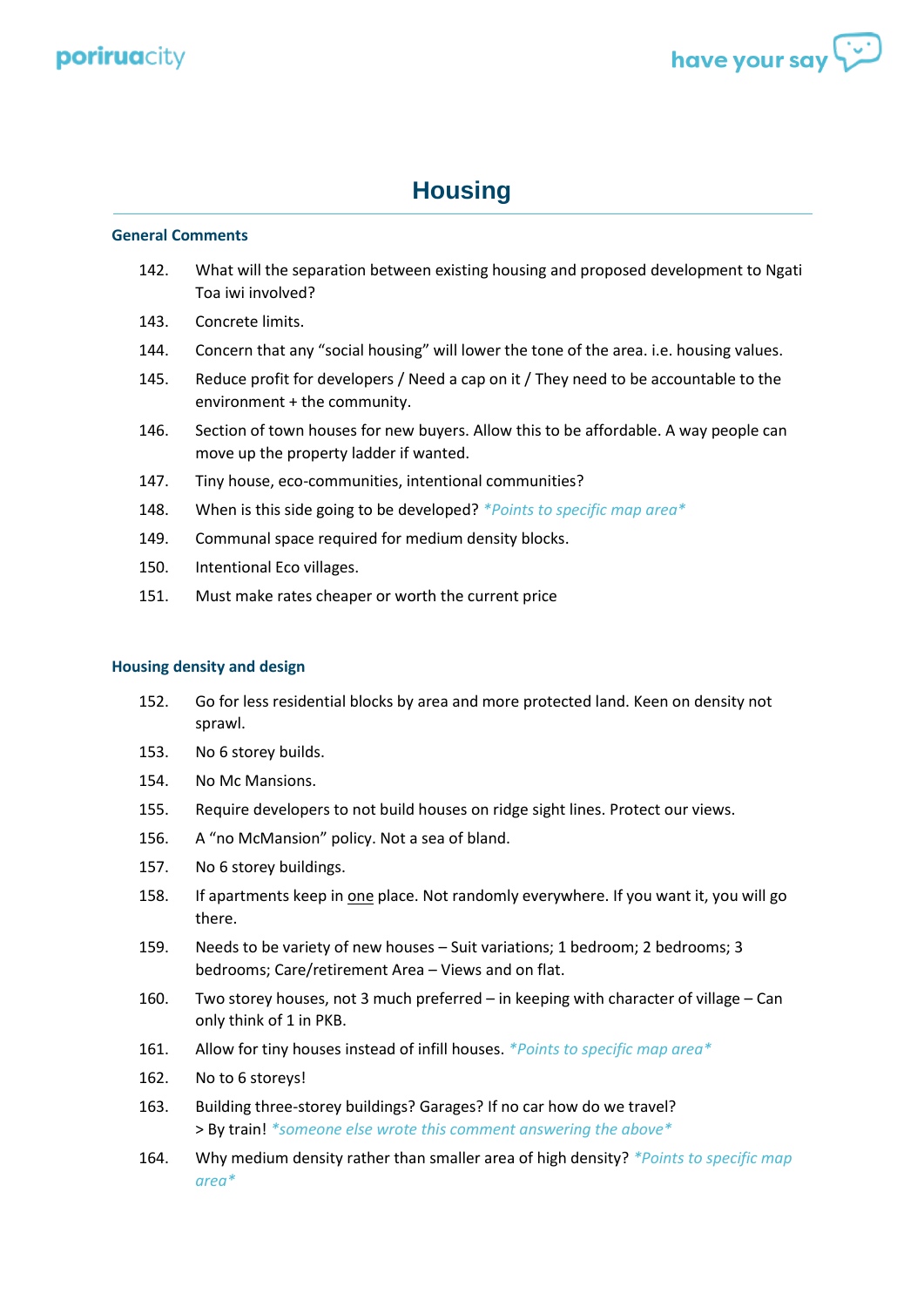# Housing

### General Comments

142. What will the separation between existing housing and proposed development to Ngati Toa iwi involved?
143. Concrete limits.
144. Concern that any “social housing” will lower the tone of the area. i.e. housing values.
145. Reduce profit for developers / Need a cap on it / They need to be accountable to the environment + the community.
146. Section of town houses for new buyers. Allow this to be affordable. A way people can move up the property ladder if wanted.
147. Tiny house, eco-communities, intentional communities?
148. When is this side going to be developed? *\*Points to specific map area\**
149. Communal space required for medium density blocks.
150. Intentional Eco villages.
151. Must make rates cheaper or worth the current price

### Housing density and design

152. Go for less residential blocks by area and more protected land. Keen on density not sprawl.
153. No 6 storey builds.
154. No Mc Mansions.
155. Require developers to not build houses on ridge sight lines. Protect our views.
156. A “no McMansion” policy. Not a sea of bland.
157. No 6 storey buildings.
158. If apartments keep in <u>one</u> place. Not randomly everywhere. If you want it, you will go there.
159. Needs to be variety of new houses – Suit variations; 1 bedroom; 2 bedrooms; 3 bedrooms; Care/retirement Area – Views and on flat.
160. Two storey houses, not 3 much preferred – in keeping with character of village – Can only think of 1 in PKB.
161. Allow for tiny houses instead of infill houses. *\*Points to specific map area\**
162. No to 6 storeys!
163. Building three-storey buildings? Garages? If no car how do we travel?
    > By train! *\*someone else wrote this comment answering the above\**
164. Why medium density rather than smaller area of high density? *\*Points to specific map area\**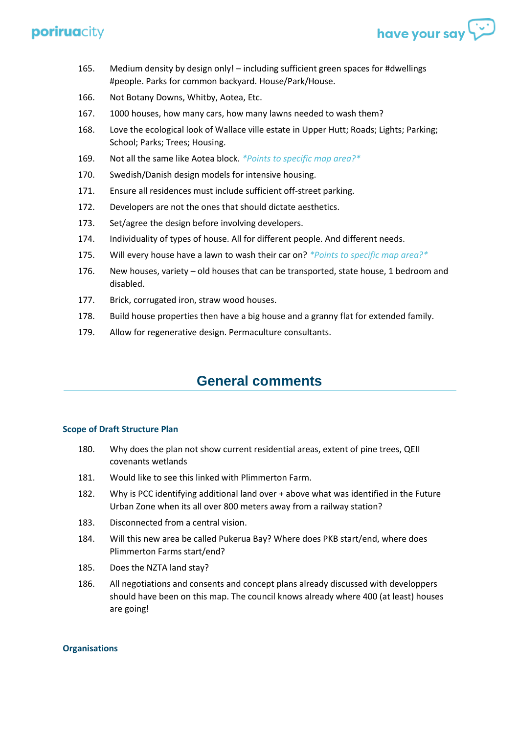165. Medium density by design only! – including sufficient green spaces for #dwellings #people. Parks for common backyard. House/Park/House.
166. Not Botany Downs, Whitby, Aotea, Etc.
167. 1000 houses, how many cars, how many lawns needed to wash them?
168. Love the ecological look of Wallace ville estate in Upper Hutt; Roads; Lights; Parking; School; Parks; Trees; Housing.
169. Not all the same like Aotea block. *\*Points to specific map area?\**
170. Swedish/Danish design models for intensive housing.
171. Ensure all residences must include sufficient off-street parking.
172. Developers are not the ones that should dictate aesthetics.
173. Set/agree the design before involving developers.
174. Individuality of types of house. All for different people. And different needs.
175. Will every house have a lawn to wash their car on? *\*Points to specific map area?\**
176. New houses, variety – old houses that can be transported, state house, 1 bedroom and disabled.
177. Brick, corrugated iron, straw wood houses.
178. Build house properties then have a big house and a granny flat for extended family.
179. Allow for regenerative design. Permaculture consultants.

## General comments

### Scope of Draft Structure Plan

180. Why does the plan not show current residential areas, extent of pine trees, QEII covenants wetlands
181. Would like to see this linked with Plimmerton Farm.
182. Why is PCC identifying additional land over + above what was identified in the Future Urban Zone when its all over 800 meters away from a railway station?
183. Disconnected from a central vision.
184. Will this new area be called Pukerua Bay? Where does PKB start/end, where does Plimmerton Farms start/end?
185. Does the NZTA land stay?
186. All negotiations and consents and concept plans already discussed with developpers should have been on this map. The council knows already where 400 (at least) houses are going!

### Organisations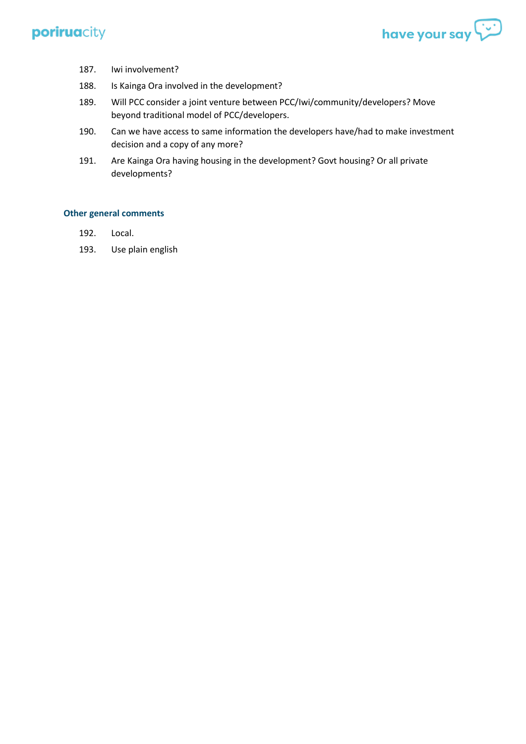187. Iwi involvement?
188. Is Kainga Ora involved in the development?
189. Will PCC consider a joint venture between PCC/Iwi/community/developers? Move beyond traditional model of PCC/developers.
190. Can we have access to same information the developers have/had to make investment decision and a copy of any more?
191. Are Kainga Ora having housing in the development? Govt housing? Or all private developments?

### Other general comments

192. Local.
193. Use plain english